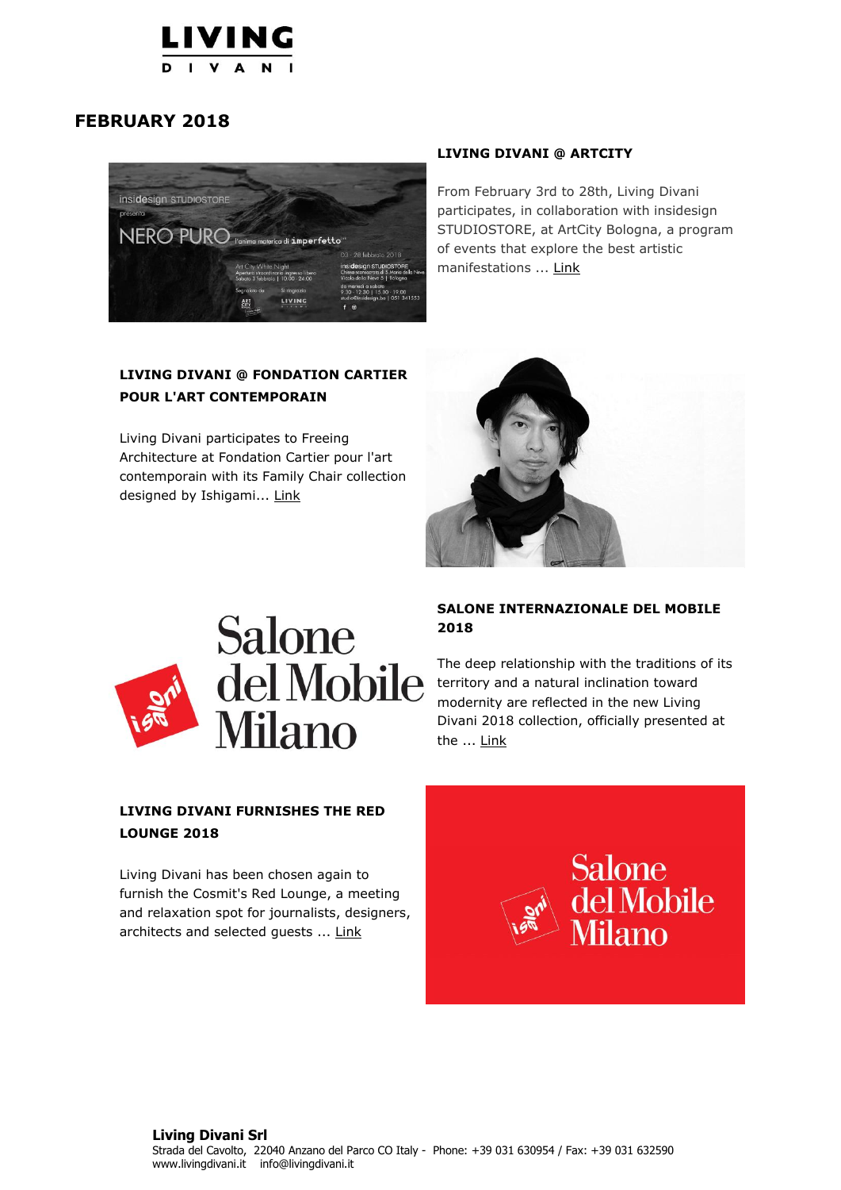# FEBRUARY 2018

### LIVING DIVANI @ ARTCITY

From February 3rd to 28th, Living Divani participates, in collaboration with insidesign STUDIOSTORE, at ArtCity Bologna, a program of events that explore the best artistic manifestations ... Link

### LIVING DIVANI @ FONDATION CARTIER POUR L'ART CONTEMPORAIN

Living Divani participates to Freeing Architecture at Fondation Cartier pour l'art contemporain with its Family Chair collection designed by Ishigami... Link

### SALONE INTERNAZIONALE DEL MOBILE 2018

The deep relationship with the traditions of its territory and a natural inclination toward modernity are reflected in the new Living Divani 2018 collection, officially presented at the ... Link

### LIVING DIVANI FURNISHES THE RED LOUNGE 2018

Living Divani has been chosen again to furnish the Cosmit's Red Lounge, a meeting and relaxation spot for journalists, designers, architects and selected guests ... Link

**Living Divani Srl**
Strada del Cavolto, 22040 Anzano del Parco CO Italy - Phone: +39 031 630954 / Fax: +39 031 632590
www.livingdivani.it info@livingdivani.it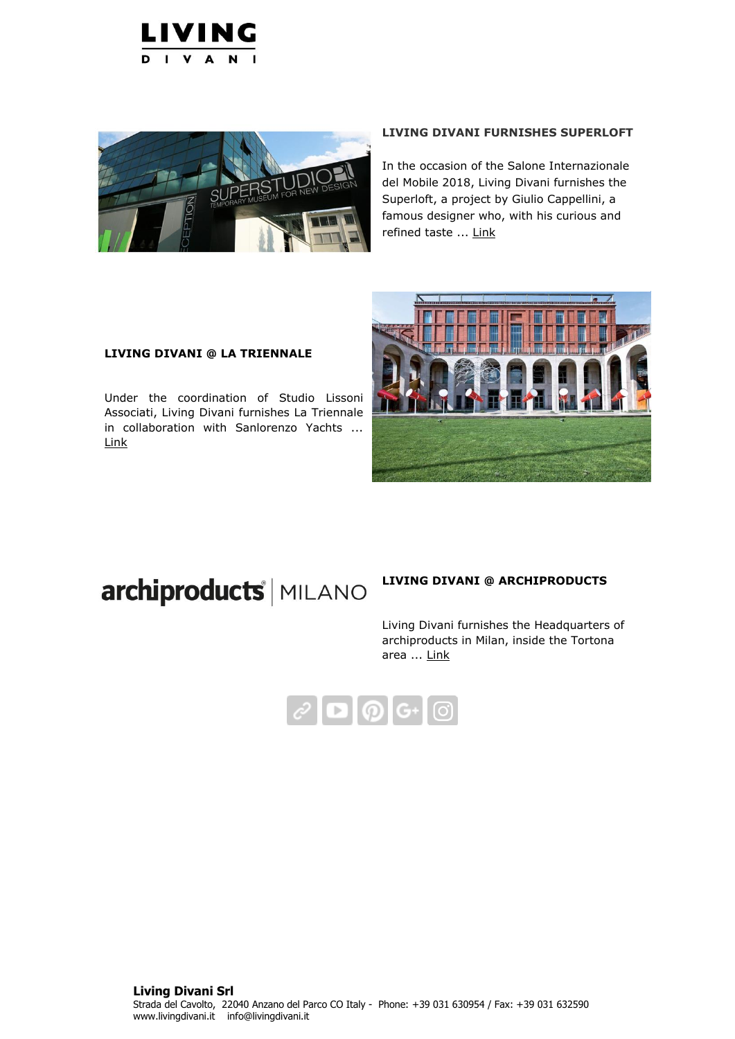## LIVING DIVANI FURNISHES SUPERLOFT

In the occasion of the Salone Internazionale del Mobile 2018, Living Divani furnishes the Superloft, a project by Giulio Cappellini, a famous designer who, with his curious and refined taste ... Link

## LIVING DIVANI @ LA TRIENNALE

Under the coordination of Studio Lissoni Associati, Living Divani furnishes La Triennale in collaboration with Sanlorenzo Yachts ... Link

## LIVING DIVANI @ ARCHIPRODUCTS

Living Divani furnishes the Headquarters of archiproducts in Milan, inside the Tortona area ... Link

**Living Divani Srl**
Strada del Cavolto, 22040 Anzano del Parco CO Italy - Phone: +39 031 630954 / Fax: +39 031 632590
www.livingdivani.it info@livingdivani.it